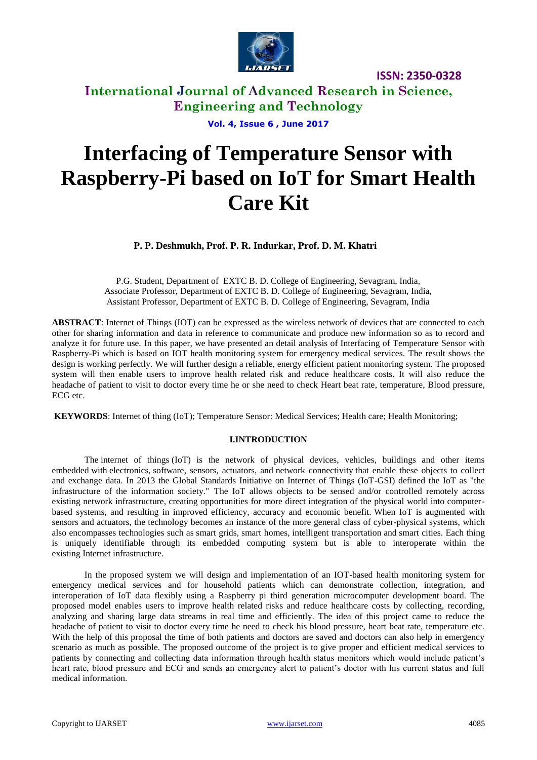# Interfacing of Temperature Sensor with Raspberry-Pi based on IoT for Smart Health Care Kit

**P. P. Deshmukh, Prof. P. R. Indurkar, Prof. D. M. Khatri**

P.G. Student, Department of EXTC B. D. College of Engineering, Sevagram, India,
Associate Professor, Department of EXTC B. D. College of Engineering, Sevagram, India,
Assistant Professor, Department of EXTC B. D. College of Engineering, Sevagram, India

**ABSTRACT**: Internet of Things (IOT) can be expressed as the wireless network of devices that are connected to each other for sharing information and data in reference to communicate and produce new information so as to record and analyze it for future use. In this paper, we have presented an detail analysis of Interfacing of Temperature Sensor with Raspberry-Pi which is based on IOT health monitoring system for emergency medical services. The result shows the design is working perfectly. We will further design a reliable, energy efficient patient monitoring system. The proposed system will then enable users to improve health related risk and reduce healthcare costs. It will also reduce the headache of patient to visit to doctor every time he or she need to check Heart beat rate, temperature, Blood pressure, ECG etc.

**KEYWORDS**: Internet of thing (IoT); Temperature Sensor: Medical Services; Health care; Health Monitoring;

## I.INTRODUCTION

The internet of things (IoT) is the network of physical devices, vehicles, buildings and other items embedded with electronics, software, sensors, actuators, and network connectivity that enable these objects to collect and exchange data. In 2013 the Global Standards Initiative on Internet of Things (IoT-GSI) defined the IoT as "the infrastructure of the information society." The IoT allows objects to be sensed and/or controlled remotely across existing network infrastructure, creating opportunities for more direct integration of the physical world into computer-based systems, and resulting in improved efficiency, accuracy and economic benefit. When IoT is augmented with sensors and actuators, the technology becomes an instance of the more general class of cyber-physical systems, which also encompasses technologies such as smart grids, smart homes, intelligent transportation and smart cities. Each thing is uniquely identifiable through its embedded computing system but is able to interoperate within the existing Internet infrastructure.

In the proposed system we will design and implementation of an IOT-based health monitoring system for emergency medical services and for household patients which can demonstrate collection, integration, and interoperation of IoT data flexibly using a Raspberry pi third generation microcomputer development board. The proposed model enables users to improve health related risks and reduce healthcare costs by collecting, recording, analyzing and sharing large data streams in real time and efficiently. The idea of this project came to reduce the headache of patient to visit to doctor every time he need to check his blood pressure, heart beat rate, temperature etc. With the help of this proposal the time of both patients and doctors are saved and doctors can also help in emergency scenario as much as possible. The proposed outcome of the project is to give proper and efficient medical services to patients by connecting and collecting data information through health status monitors which would include patient's heart rate, blood pressure and ECG and sends an emergency alert to patient's doctor with his current status and full medical information.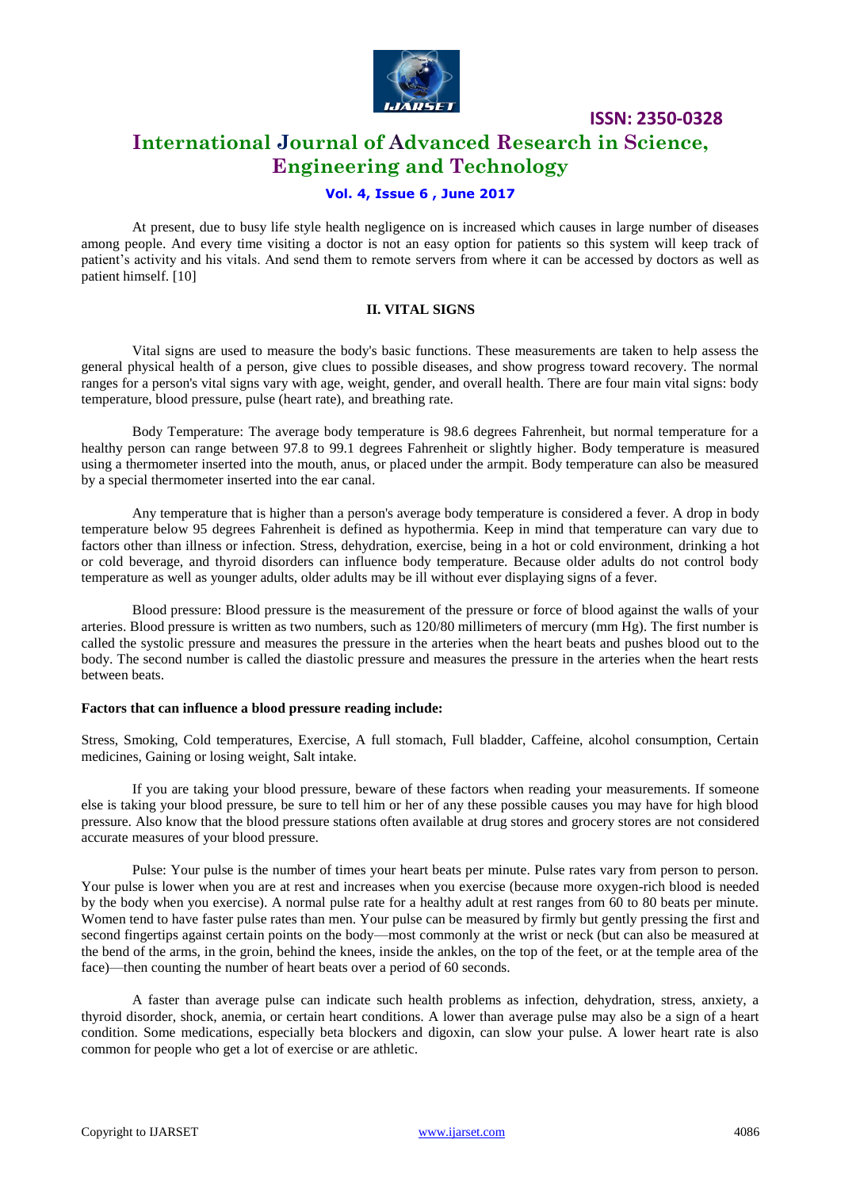At present, due to busy life style health negligence on is increased which causes in large number of diseases among people. And every time visiting a doctor is not an easy option for patients so this system will keep track of patient's activity and his vitals. And send them to remote servers from where it can be accessed by doctors as well as patient himself. [10]

## II. VITAL SIGNS

Vital signs are used to measure the body's basic functions. These measurements are taken to help assess the general physical health of a person, give clues to possible diseases, and show progress toward recovery. The normal ranges for a person's vital signs vary with age, weight, gender, and overall health. There are four main vital signs: body temperature, blood pressure, pulse (heart rate), and breathing rate.

Body Temperature: The average body temperature is 98.6 degrees Fahrenheit, but normal temperature for a healthy person can range between 97.8 to 99.1 degrees Fahrenheit or slightly higher. Body temperature is measured using a thermometer inserted into the mouth, anus, or placed under the armpit. Body temperature can also be measured by a special thermometer inserted into the ear canal.

Any temperature that is higher than a person's average body temperature is considered a fever. A drop in body temperature below 95 degrees Fahrenheit is defined as hypothermia. Keep in mind that temperature can vary due to factors other than illness or infection. Stress, dehydration, exercise, being in a hot or cold environment, drinking a hot or cold beverage, and thyroid disorders can influence body temperature. Because older adults do not control body temperature as well as younger adults, older adults may be ill without ever displaying signs of a fever.

Blood pressure: Blood pressure is the measurement of the pressure or force of blood against the walls of your arteries. Blood pressure is written as two numbers, such as 120/80 millimeters of mercury (mm Hg). The first number is called the systolic pressure and measures the pressure in the arteries when the heart beats and pushes blood out to the body. The second number is called the diastolic pressure and measures the pressure in the arteries when the heart rests between beats.

**Factors that can influence a blood pressure reading include:**

Stress, Smoking, Cold temperatures, Exercise, A full stomach, Full bladder, Caffeine, alcohol consumption, Certain medicines, Gaining or losing weight, Salt intake.

If you are taking your blood pressure, beware of these factors when reading your measurements. If someone else is taking your blood pressure, be sure to tell him or her of any these possible causes you may have for high blood pressure. Also know that the blood pressure stations often available at drug stores and grocery stores are not considered accurate measures of your blood pressure.

Pulse: Your pulse is the number of times your heart beats per minute. Pulse rates vary from person to person. Your pulse is lower when you are at rest and increases when you exercise (because more oxygen-rich blood is needed by the body when you exercise). A normal pulse rate for a healthy adult at rest ranges from 60 to 80 beats per minute. Women tend to have faster pulse rates than men. Your pulse can be measured by firmly but gently pressing the first and second fingertips against certain points on the body—most commonly at the wrist or neck (but can also be measured at the bend of the arms, in the groin, behind the knees, inside the ankles, on the top of the feet, or at the temple area of the face)—then counting the number of heart beats over a period of 60 seconds.

A faster than average pulse can indicate such health problems as infection, dehydration, stress, anxiety, a thyroid disorder, shock, anemia, or certain heart conditions. A lower than average pulse may also be a sign of a heart condition. Some medications, especially beta blockers and digoxin, can slow your pulse. A lower heart rate is also common for people who get a lot of exercise or are athletic.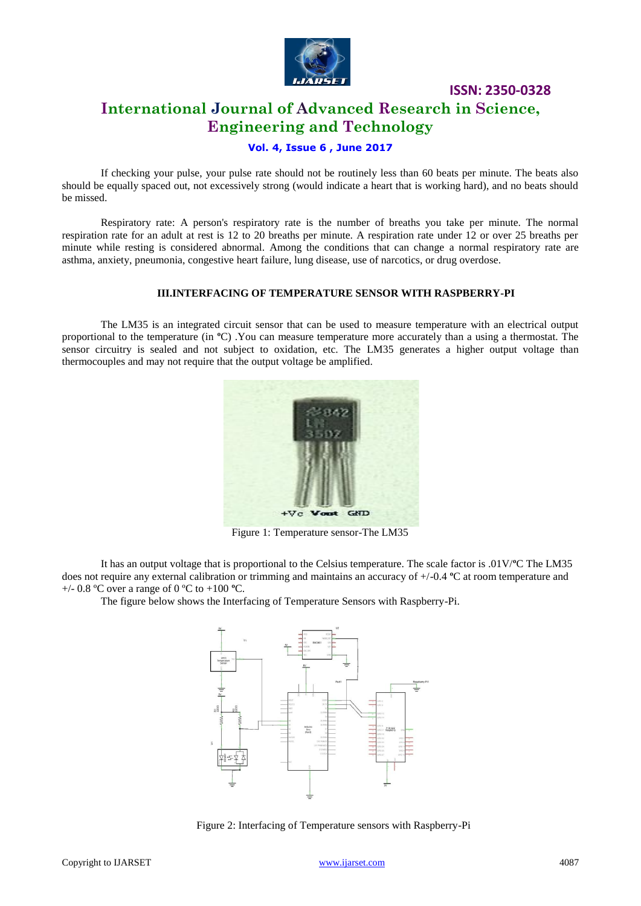If checking your pulse, your pulse rate should not be routinely less than 60 beats per minute. The beats also should be equally spaced out, not excessively strong (would indicate a heart that is working hard), and no beats should be missed.

Respiratory rate: A person's respiratory rate is the number of breaths you take per minute. The normal respiration rate for an adult at rest is 12 to 20 breaths per minute. A respiration rate under 12 or over 25 breaths per minute while resting is considered abnormal. Among the conditions that can change a normal respiratory rate are asthma, anxiety, pneumonia, congestive heart failure, lung disease, use of narcotics, or drug overdose.

## III.INTERFACING OF TEMPERATURE SENSOR WITH RASPBERRY-PI

The LM35 is an integrated circuit sensor that can be used to measure temperature with an electrical output proportional to the temperature (in ºC) .You can measure temperature more accurately than a using a thermostat. The sensor circuitry is sealed and not subject to oxidation, etc. The LM35 generates a higher output voltage than thermocouples and may not require that the output voltage be amplified.

Figure 1: Temperature sensor-The LM35

It has an output voltage that is proportional to the Celsius temperature. The scale factor is .01V/ºC The LM35 does not require any external calibration or trimming and maintains an accuracy of +/-0.4 ºC at room temperature and +/- 0.8 ºC over a range of 0 ºC to +100 ºC.

The figure below shows the Interfacing of Temperature Sensors with Raspberry-Pi.

Figure 2: Interfacing of Temperature sensors with Raspberry-Pi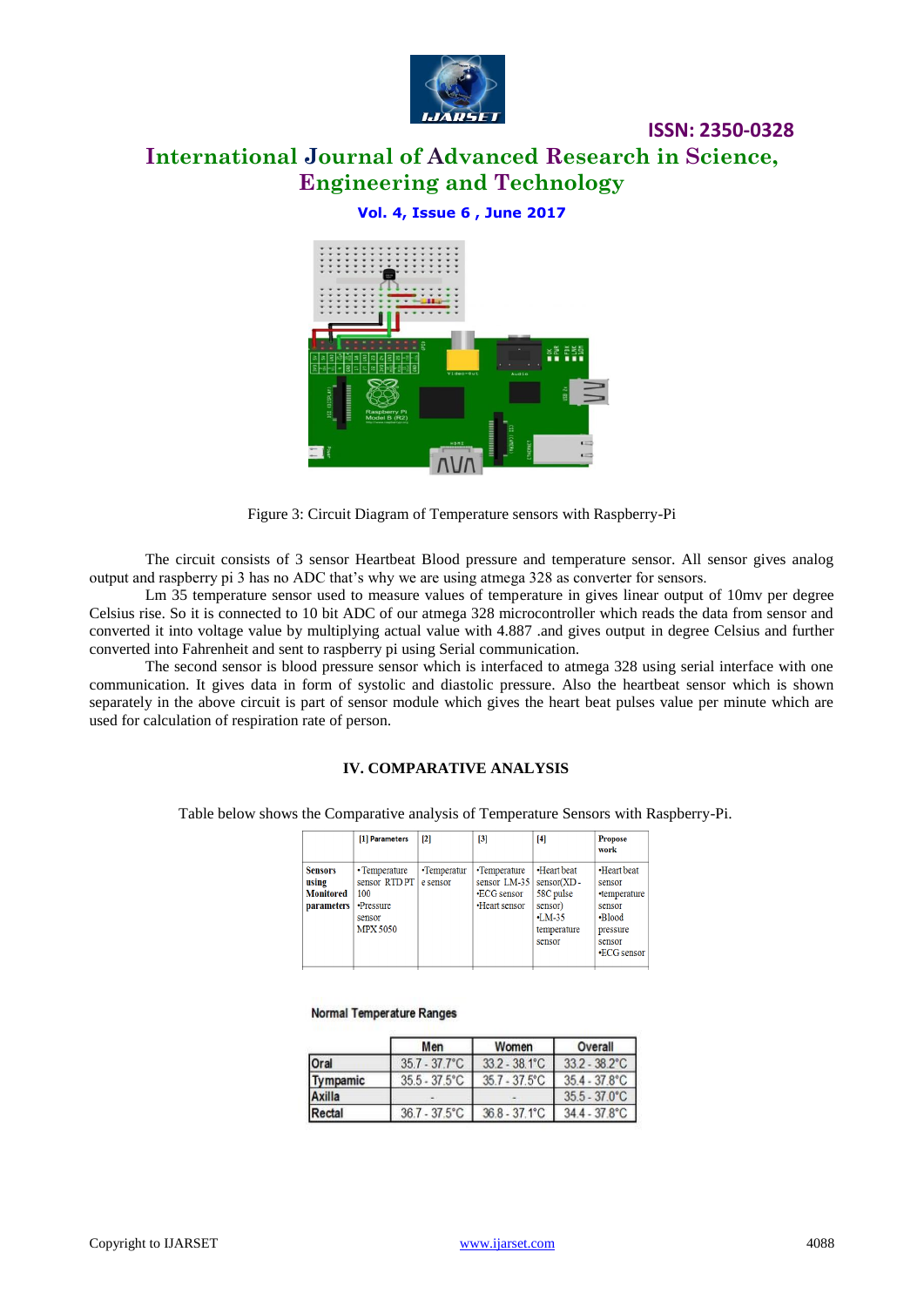Figure 3: Circuit Diagram of Temperature sensors with Raspberry-Pi

The circuit consists of 3 sensor Heartbeat Blood pressure and temperature sensor. All sensor gives analog output and raspberry pi 3 has no ADC that's why we are using atmega 328 as converter for sensors.

Lm 35 temperature sensor used to measure values of temperature in gives linear output of 10mv per degree Celsius rise. So it is connected to 10 bit ADC of our atmega 328 microcontroller which reads the data from sensor and converted it into voltage value by multiplying actual value with 4.887 .and gives output in degree Celsius and further converted into Fahrenheit and sent to raspberry pi using Serial communication.

The second sensor is blood pressure sensor which is interfaced to atmega 328 using serial interface with one communication. It gives data in form of systolic and diastolic pressure. Also the heartbeat sensor which is shown separately in the above circuit is part of sensor module which gives the heart beat pulses value per minute which are used for calculation of respiration rate of person.

## IV. COMPARATIVE ANALYSIS

Table below shows the Comparative analysis of Temperature Sensors with Raspberry-Pi.

| | [1] Parameters | [2] | [3] | [4] | Propose work |
|---|---|---|---|---|---|
| **Sensors using Monitored parameters** | •Temperature sensor RTD PT 100 •Pressure sensor MPX 5050 | •Temperature sensor | •Temperature sensor LM-35 •ECG sensor •Heart sensor | •Heart beat sensor(XD-58C pulse sensor) •LM-35 temperature sensor | •Heart beat sensor •temperature sensor •Blood pressure sensor •ECG sensor |

**Normal Temperature Ranges**

| | Men | Women | Overall |
|---|---|---|---|
| Oral | 35.7 - 37.7°C | 33.2 - 38.1°C | 33.2 - 38.2°C |
| Tympanic | 35.5 - 37.5°C | 35.7 - 37.5°C | 35.4 - 37.8°C |
| Axilla | - | - | 35.5 - 37.0°C |
| Rectal | 36.7 - 37.5°C | 36.8 - 37.1°C | 34.4 - 37.8°C |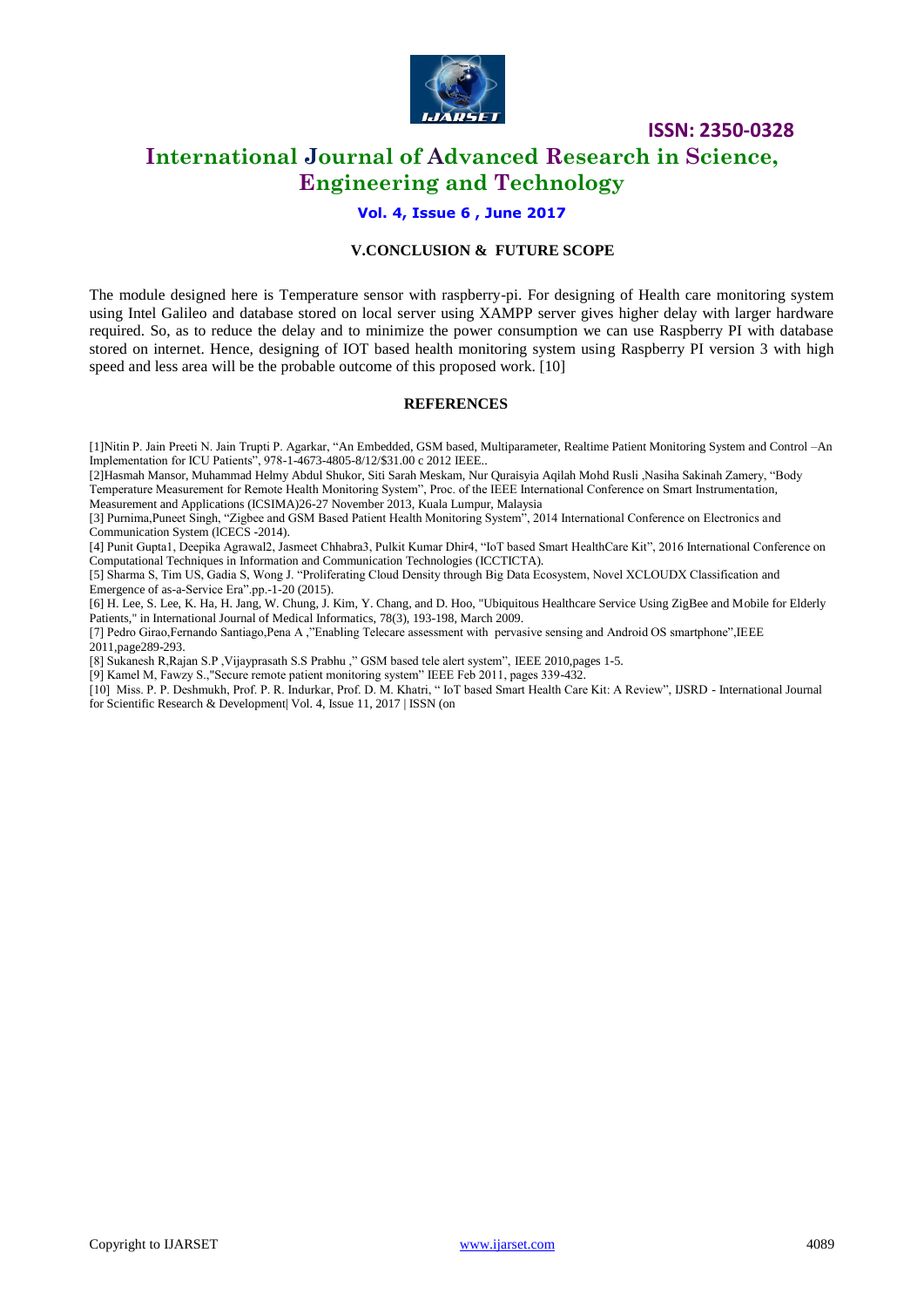## V.CONCLUSION & FUTURE SCOPE

The module designed here is Temperature sensor with raspberry-pi. For designing of Health care monitoring system using Intel Galileo and database stored on local server using XAMPP server gives higher delay with larger hardware required. So, as to reduce the delay and to minimize the power consumption we can use Raspberry PI with database stored on internet. Hence, designing of IOT based health monitoring system using Raspberry PI version 3 with high speed and less area will be the probable outcome of this proposed work. [10]

## REFERENCES

[1]Nitin P. Jain Preeti N. Jain Trupti P. Agarkar, "An Embedded, GSM based, Multiparameter, Realtime Patient Monitoring System and Control –An Implementation for ICU Patients", 978-1-4673-4805-8/12/$31.00 c 2012 IEEE..

[2]Hasmah Mansor, Muhammad Helmy Abdul Shukor, Siti Sarah Meskam, Nur Quraisyia Aqilah Mohd Rusli ,Nasiha Sakinah Zamery, "Body Temperature Measurement for Remote Health Monitoring System", Proc. of the IEEE International Conference on Smart Instrumentation, Measurement and Applications (ICSIMA)26-27 November 2013, Kuala Lumpur, Malaysia

[3] Purnima,Puneet Singh, "Zigbee and GSM Based Patient Health Monitoring System", 2014 International Conference on Electronics and Communication System (lCECS -2014).

[4] Punit Gupta1, Deepika Agrawal2, Jasmeet Chhabra3, Pulkit Kumar Dhir4, "IoT based Smart HealthCare Kit", 2016 International Conference on Computational Techniques in Information and Communication Technologies (ICCTICTA).

[5] Sharma S, Tim US, Gadia S, Wong J. "Proliferating Cloud Density through Big Data Ecosystem, Novel XCLOUDX Classification and Emergence of as-a-Service Era".pp.-1-20 (2015).

[6] H. Lee, S. Lee, K. Ha, H. Jang, W. Chung, J. Kim, Y. Chang, and D. Hoo, "Ubiquitous Healthcare Service Using ZigBee and Mobile for Elderly Patients," in International Journal of Medical Informatics, 78(3), 193-198, March 2009.

[7] Pedro Girao,Fernando Santiago,Pena A ,"Enabling Telecare assessment with pervasive sensing and Android OS smartphone",IEEE 2011,page289-293.

[8] Sukanesh R,Rajan S.P ,Vijayprasath S.S Prabhu ," GSM based tele alert system", IEEE 2010,pages 1-5.

[9] Kamel M, Fawzy S.,"Secure remote patient monitoring system" IEEE Feb 2011, pages 339-432.

[10] Miss. P. P. Deshmukh, Prof. P. R. Indurkar, Prof. D. M. Khatri, " IoT based Smart Health Care Kit: A Review", IJSRD - International Journal for Scientific Research & Development| Vol. 4, Issue 11, 2017 | ISSN (on